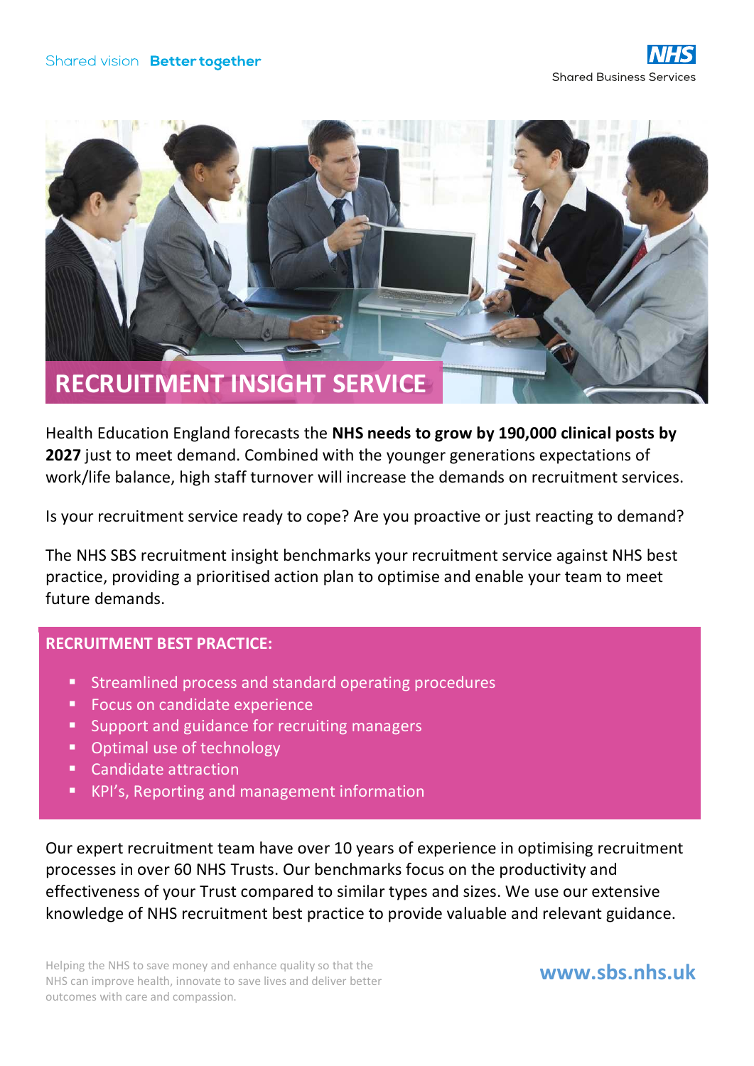Shared vision **Better together**

NHS Shared Business Services

# RECRUITMENT INSIGHT SERVICE

Health Education England forecasts the **NHS needs to grow by 190,000 clinical posts by 2027** just to meet demand. Combined with the younger generations expectations of work/life balance, high staff turnover will increase the demands on recruitment services.

Is your recruitment service ready to cope? Are you proactive or just reacting to demand?

The NHS SBS recruitment insight benchmarks your recruitment service against NHS best practice, providing a prioritised action plan to optimise and enable your team to meet future demands.

## RECRUITMENT BEST PRACTICE:

- Streamlined process and standard operating procedures
- Focus on candidate experience
- Support and guidance for recruiting managers
- Optimal use of technology
- Candidate attraction
- KPI's, Reporting and management information

Our expert recruitment team have over 10 years of experience in optimising recruitment processes in over 60 NHS Trusts. Our benchmarks focus on the productivity and effectiveness of your Trust compared to similar types and sizes. We use our extensive knowledge of NHS recruitment best practice to provide valuable and relevant guidance.

Helping the NHS to save money and enhance quality so that the NHS can improve health, innovate to save lives and deliver better outcomes with care and compassion.

**www.sbs.nhs.uk**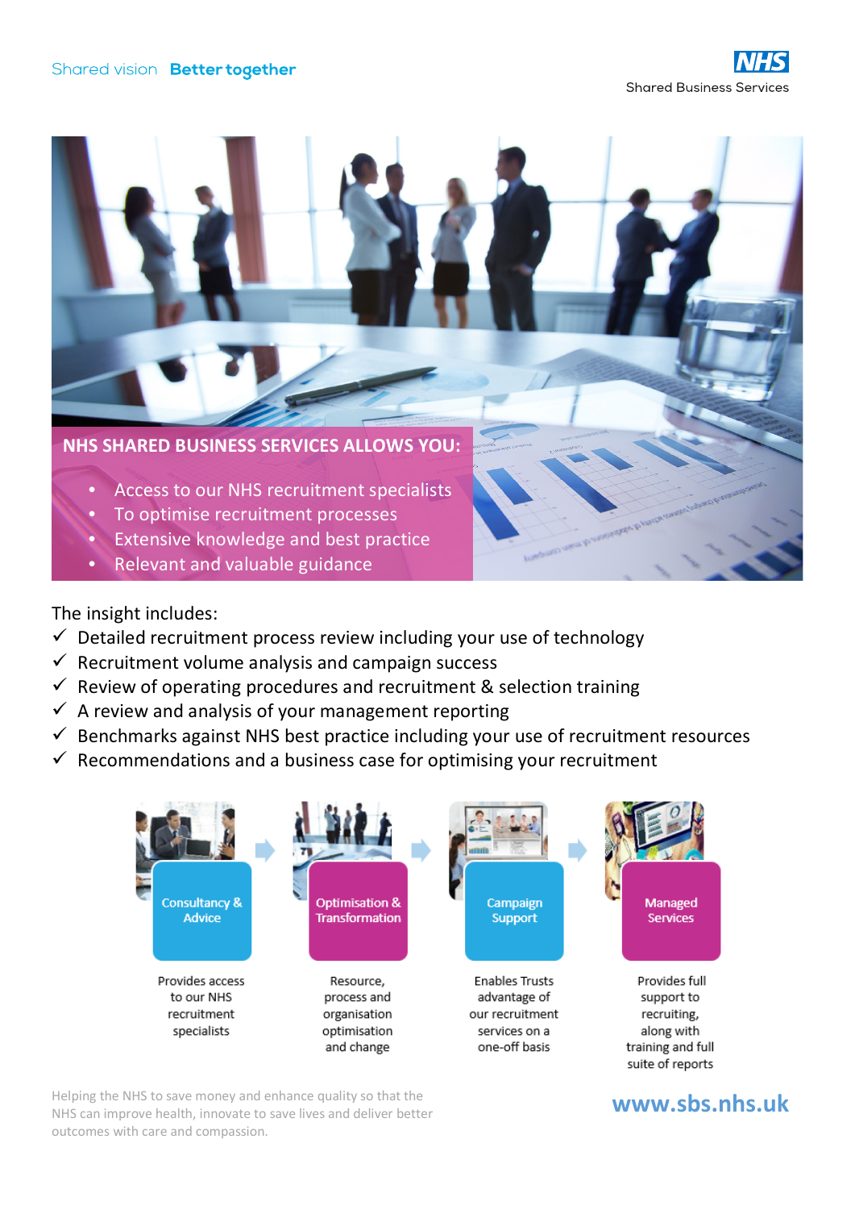Shared vision **Better together**

Shared Business Services

## NHS SHARED BUSINESS SERVICES ALLOWS YOU:

- Access to our NHS recruitment specialists
- To optimise recruitment processes
- Extensive knowledge and best practice
- Relevant and valuable guidance

The insight includes:

- ✓ Detailed recruitment process review including your use of technology
- ✓ Recruitment volume analysis and campaign success
- ✓ Review of operating procedures and recruitment & selection training
- ✓ A review and analysis of your management reporting
- ✓ Benchmarks against NHS best practice including your use of recruitment resources
- ✓ Recommendations and a business case for optimising your recruitment

**Consultancy & Advice**

Provides access to our NHS recruitment specialists

**Optimisation & Transformation**

Resource, process and organisation optimisation and change

**Campaign Support**

Enables Trusts advantage of our recruitment services on a one-off basis

**Managed Services**

Provides full support to recruiting, along with training and full suite of reports

Helping the NHS to save money and enhance quality so that the NHS can improve health, innovate to save lives and deliver better outcomes with care and compassion.

**www.sbs.nhs.uk**